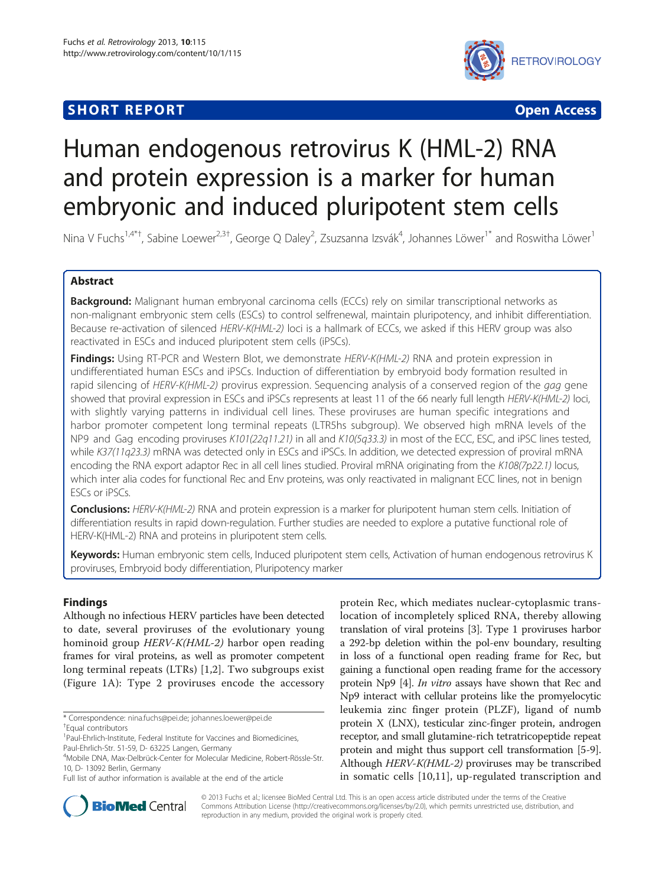**SHORT REPORT** **Open Access**

# Human endogenous retrovirus K (HML-2) RNA and protein expression is a marker for human embryonic and induced pluripotent stem cells

Nina V Fuchs[1,4*†], Sabine Loewer[2,3†], George Q Daley[2], Zsuzsanna Izsvák[4], Johannes Löwer[1*] and Roswitha Löwer[1]

## Abstract

**Background:** Malignant human embryonal carcinoma cells (ECCs) rely on similar transcriptional networks as non-malignant embryonic stem cells (ESCs) to control selfrenewal, maintain pluripotency, and inhibit differentiation. Because re-activation of silenced *HERV-K(HML-2)* loci is a hallmark of ECCs, we asked if this HERV group was also reactivated in ESCs and induced pluripotent stem cells (iPSCs).

**Findings:** Using RT-PCR and Western Blot, we demonstrate *HERV-K(HML-2)* RNA and protein expression in undifferentiated human ESCs and iPSCs. Induction of differentiation by embryoid body formation resulted in rapid silencing of *HERV-K(HML-2)* provirus expression. Sequencing analysis of a conserved region of the *gag* gene showed that proviral expression in ESCs and iPSCs represents at least 11 of the 66 nearly full length *HERV-K(HML-2)* loci, with slightly varying patterns in individual cell lines. These proviruses are human specific integrations and harbor promoter competent long terminal repeats (LTR5hs subgroup). We observed high mRNA levels of the NP9 and Gag encoding proviruses *K101(22q11.21)* in all and *K10(5q33.3)* in most of the ECC, ESC, and iPSC lines tested, while *K37(11q23.3)* mRNA was detected only in ESCs and iPSCs. In addition, we detected expression of proviral mRNA encoding the RNA export adaptor Rec in all cell lines studied. Proviral mRNA originating from the *K108(7p22.1)* locus, which inter alia codes for functional Rec and Env proteins, was only reactivated in malignant ECC lines, not in benign ESCs or iPSCs.

**Conclusions:** *HERV-K(HML-2)* RNA and protein expression is a marker for pluripotent human stem cells. Initiation of differentiation results in rapid down-regulation. Further studies are needed to explore a putative functional role of HERV-K(HML-2) RNA and proteins in pluripotent stem cells.

**Keywords:** Human embryonic stem cells, Induced pluripotent stem cells, Activation of human endogenous retrovirus K proviruses, Embryoid body differentiation, Pluripotency marker

## Findings

Although no infectious HERV particles have been detected to date, several proviruses of the evolutionary young hominoid group *HERV-K(HML-2)* harbor open reading frames for viral proteins, as well as promoter competent long terminal repeats (LTRs) [1,2]. Two subgroups exist (Figure 1A): Type 2 proviruses encode the accessory protein Rec, which mediates nuclear-cytoplasmic translocation of incompletely spliced RNA, thereby allowing translation of viral proteins [3]. Type 1 proviruses harbor a 292-bp deletion within the pol-env boundary, resulting in loss of a functional open reading frame for Rec, but gaining a functional open reading frame for the accessory protein Np9 [4]. *In vitro* assays have shown that Rec and Np9 interact with cellular proteins like the promyelocytic leukemia zinc finger protein (PLZF), ligand of numb protein X (LNX), testicular zinc-finger protein, androgen receptor, and small glutamine-rich tetratricopeptide repeat protein and might thus support cell transformation [5-9]. Although *HERV-K(HML-2)* proviruses may be transcribed in somatic cells [10,11], up-regulated transcription and

\* Correspondence: nina.fuchs@pei.de; johannes.loewer@pei.de
†Equal contributors
[1]Paul-Ehrlich-Institute, Federal Institute for Vaccines and Biomedicines, Paul-Ehrlich-Str. 51-59, D- 63225 Langen, Germany
[4]Mobile DNA, Max-Delbrück-Center for Molecular Medicine, Robert-Rössle-Str. 10, D- 13092 Berlin, Germany
Full list of author information is available at the end of the article

© 2013 Fuchs et al.; licensee BioMed Central Ltd. This is an open access article distributed under the terms of the Creative Commons Attribution License (http://creativecommons.org/licenses/by/2.0), which permits unrestricted use, distribution, and reproduction in any medium, provided the original work is properly cited.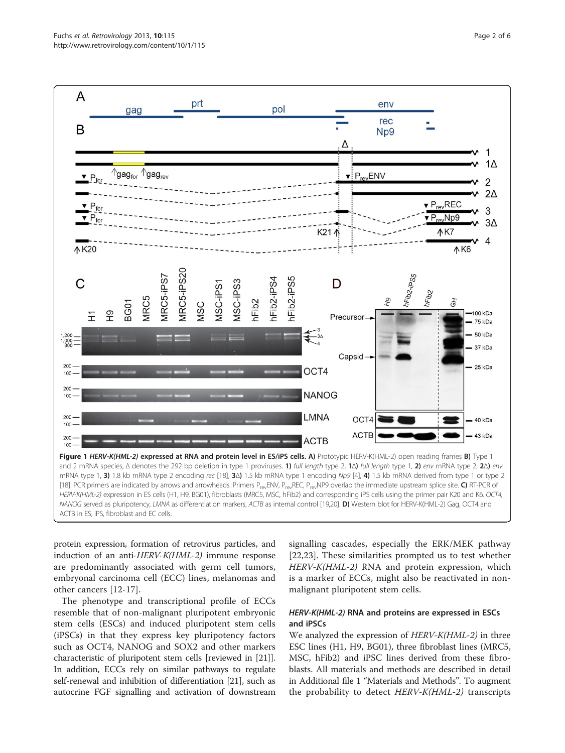**Figure 1 *HERV-K(HML-2)* expressed at RNA and protein level in ES/iPS cells. A)** Prototypic HERV-K(HML-2) open reading frames **B)** Type 1 and 2 mRNA species, Δ denotes the 292 bp deletion in type 1 proviruses. **1)** *full length* type 2, **1Δ)** *full length* type 1, **2)** *env* mRNA type 2, **2Δ)** *env* mRNA type 1, **3)** 1.8 kb mRNA type 2 encoding *rec* [18], **3Δ)** 1.5 kb mRNA type 1 encoding *Np9* [4], **4)** 1.5 kb mRNA derived from type 1 or type 2 [18]. PCR primers are indicated by arrows and arrowheads. Primers $P_{rev}$ENV, $P_{rev}$REC, $P_{rev}$NP9 overlap the immediate upstream splice site. **C)** RT-PCR of *HERV-K(HML-2)* expression in ES cells (H1, H9, BG01), fibroblasts (MRC5, MSC, hFib2) and corresponding iPS cells using the primer pair K20 and K6. *OCT4, NANOG* served as pluripotency, *LMNA* as differentiation markers, *ACTB* as internal control [19,20]. **D)** Western blot for HERV-K(HML-2) Gag, OCT4 and ACTB in ES, iPS, fibroblast and EC cells.

protein expression, formation of retrovirus particles, and induction of an anti-*HERV-K(HML-2)* immune response are predominantly associated with germ cell tumors, embryonal carcinoma cell (ECC) lines, melanomas and other cancers [12-17].

The phenotype and transcriptional profile of ECCs resemble that of non-malignant pluripotent embryonic stem cells (ESCs) and induced pluripotent stem cells (iPSCs) in that they express key pluripotency factors such as OCT4, NANOG and SOX2 and other markers characteristic of pluripotent stem cells [reviewed in [21]]. In addition, ECCs rely on similar pathways to regulate self-renewal and inhibition of differentiation [21], such as autocrine FGF signalling and activation of downstream signalling cascades, especially the ERK/MEK pathway [22,23]. These similarities prompted us to test whether *HERV-K(HML-2)* RNA and protein expression, which is a marker of ECCs, might also be reactivated in non-malignant pluripotent stem cells.

## *HERV-K(HML-2)* RNA and proteins are expressed in ESCs and iPSCs

We analyzed the expression of *HERV-K(HML-2)* in three ESC lines (H1, H9, BG01), three fibroblast lines (MRC5, MSC, hFib2) and iPSC lines derived from these fibroblasts. All materials and methods are described in detail in Additional file 1 "Materials and Methods". To augment the probability to detect *HERV-K(HML-2)* transcripts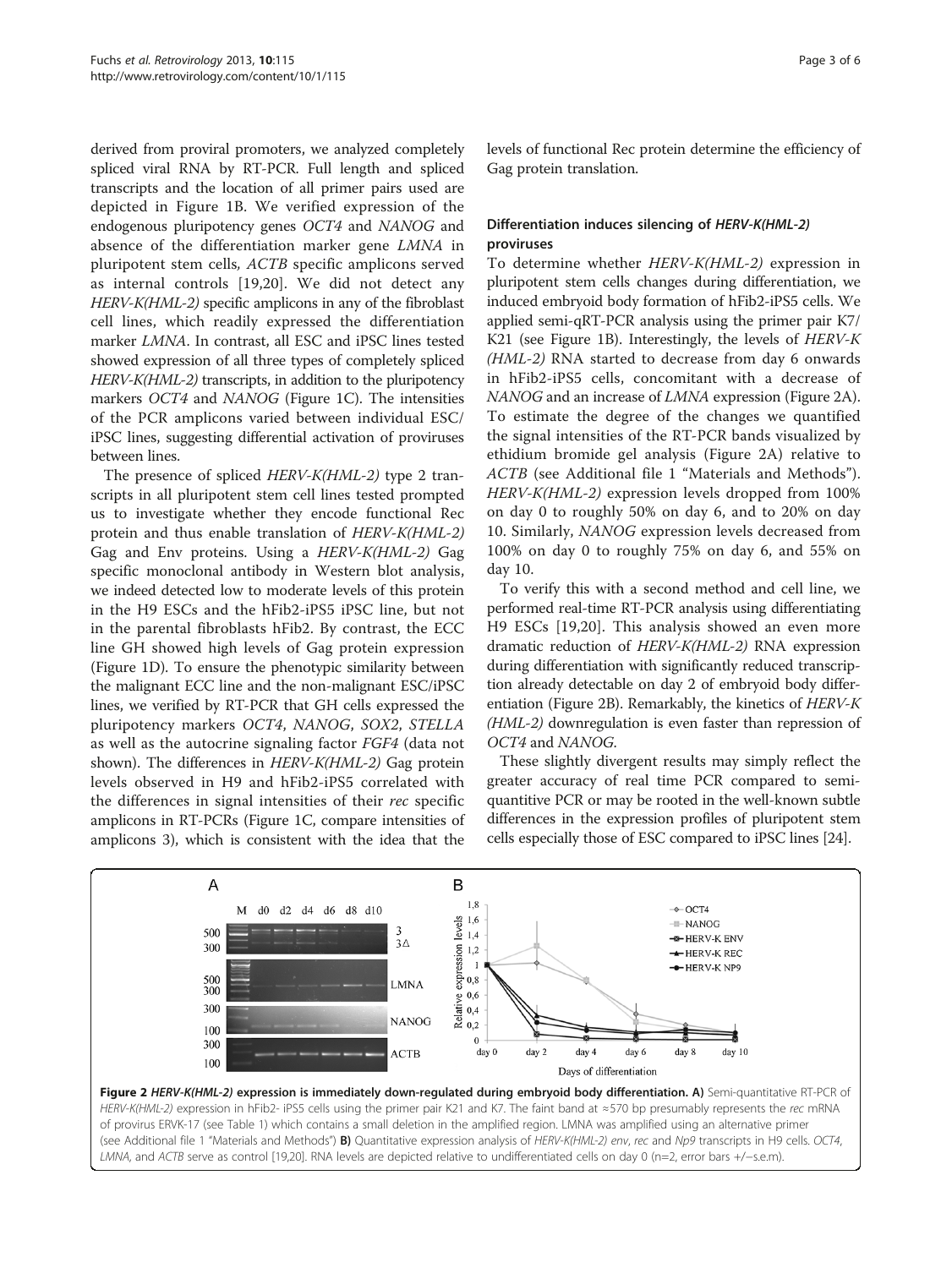derived from proviral promoters, we analyzed completely spliced viral RNA by RT-PCR. Full length and spliced transcripts and the location of all primer pairs used are depicted in Figure 1B. We verified expression of the endogenous pluripotency genes *OCT4* and *NANOG* and absence of the differentiation marker gene *LMNA* in pluripotent stem cells, *ACTB* specific amplicons served as internal controls [19,20]. We did not detect any *HERV-K(HML-2)* specific amplicons in any of the fibroblast cell lines, which readily expressed the differentiation marker *LMNA*. In contrast, all ESC and iPSC lines tested showed expression of all three types of completely spliced *HERV-K(HML-2)* transcripts, in addition to the pluripotency markers *OCT4* and *NANOG* (Figure 1C). The intensities of the PCR amplicons varied between individual ESC/iPSC lines, suggesting differential activation of proviruses between lines.

The presence of spliced *HERV-K(HML-2)* type 2 transcripts in all pluripotent stem cell lines tested prompted us to investigate whether they encode functional Rec protein and thus enable translation of *HERV-K(HML-2)* Gag and Env proteins. Using a *HERV-K(HML-2)* Gag specific monoclonal antibody in Western blot analysis, we indeed detected low to moderate levels of this protein in the H9 ESCs and the hFib2-iPS5 iPSC line, but not in the parental fibroblasts hFib2. By contrast, the ECC line GH showed high levels of Gag protein expression (Figure 1D). To ensure the phenotypic similarity between the malignant ECC line and the non-malignant ESC/iPSC lines, we verified by RT-PCR that GH cells expressed the pluripotency markers *OCT4*, *NANOG*, *SOX2*, *STELLA* as well as the autocrine signaling factor *FGF4* (data not shown). The differences in *HERV-K(HML-2)* Gag protein levels observed in H9 and hFib2-iPS5 correlated with the differences in signal intensities of their *rec* specific amplicons in RT-PCRs (Figure 1C, compare intensities of amplicons 3), which is consistent with the idea that the levels of functional Rec protein determine the efficiency of Gag protein translation.

### Differentiation induces silencing of *HERV-K(HML-2)* proviruses

To determine whether *HERV-K(HML-2)* expression in pluripotent stem cells changes during differentiation, we induced embryoid body formation of hFib2-iPS5 cells. We applied semi-qRT-PCR analysis using the primer pair K7/K21 (see Figure 1B). Interestingly, the levels of *HERV-K (HML-2)* RNA started to decrease from day 6 onwards in hFib2-iPS5 cells, concomitant with a decrease of *NANOG* and an increase of *LMNA* expression (Figure 2A). To estimate the degree of the changes we quantified the signal intensities of the RT-PCR bands visualized by ethidium bromide gel analysis (Figure 2A) relative to *ACTB* (see Additional file 1 "Materials and Methods"). *HERV-K(HML-2)* expression levels dropped from 100% on day 0 to roughly 50% on day 6, and to 20% on day 10. Similarly, *NANOG* expression levels decreased from 100% on day 0 to roughly 75% on day 6, and 55% on day 10.

To verify this with a second method and cell line, we performed real-time RT-PCR analysis using differentiating H9 ESCs [19,20]. This analysis showed an even more dramatic reduction of *HERV-K(HML-2)* RNA expression during differentiation with significantly reduced transcription already detectable on day 2 of embryoid body differentiation (Figure 2B). Remarkably, the kinetics of *HERV-K (HML-2)* downregulation is even faster than repression of *OCT4* and *NANOG*.

These slightly divergent results may simply reflect the greater accuracy of real time PCR compared to semi-quantitive PCR or may be rooted in the well-known subtle differences in the expression profiles of pluripotent stem cells especially those of ESC compared to iPSC lines [24].

**Figure 2 *HERV-K(HML-2)* expression is immediately down-regulated during embryoid body differentiation. A)** Semi-quantitative RT-PCR of *HERV-K(HML-2)* expression in hFib2- iPS5 cells using the primer pair K21 and K7. The faint band at ≈570 bp presumably represents the *rec* mRNA of provirus ERVK-17 (see Table 1) which contains a small deletion in the amplified region. LMNA was amplified using an alternative primer (see Additional file 1 "Materials and Methods") **B)** Quantitative expression analysis of *HERV-K(HML-2) env*, *rec* and *Np9* transcripts in H9 cells. *OCT4*, *LMNA*, and *ACTB* serve as control [19,20]. RNA levels are depicted relative to undifferentiated cells on day 0 (n=2, error bars +/−s.e.m).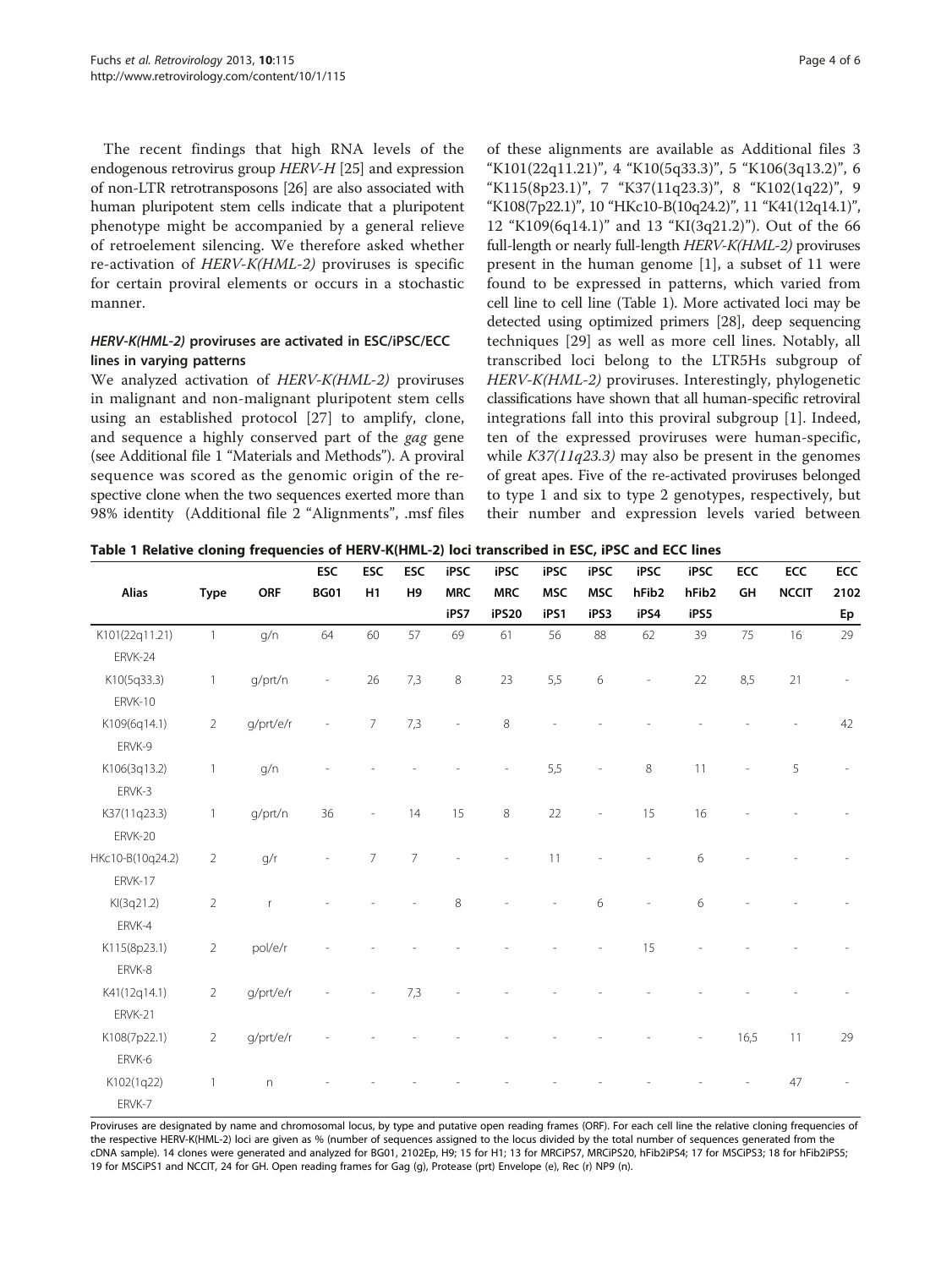The recent findings that high RNA levels of the endogenous retrovirus group *HERV-H* [25] and expression of non-LTR retrotransposons [26] are also associated with human pluripotent stem cells indicate that a pluripotent phenotype might be accompanied by a general relieve of retroelement silencing. We therefore asked whether re-activation of *HERV-K(HML-2)* proviruses is specific for certain proviral elements or occurs in a stochastic manner.

### *HERV-K(HML-2)* proviruses are activated in ESC/iPSC/ECC lines in varying patterns

We analyzed activation of *HERV-K(HML-2)* proviruses in malignant and non-malignant pluripotent stem cells using an established protocol [27] to amplify, clone, and sequence a highly conserved part of the *gag* gene (see Additional file 1 "Materials and Methods"). A proviral sequence was scored as the genomic origin of the respective clone when the two sequences exerted more than 98% identity (Additional file 2 "Alignments", .msf files of these alignments are available as Additional files 3 "K101(22q11.21)", 4 "K10(5q33.3)", 5 "K106(3q13.2)", 6 "K115(8p23.1)", 7 "K37(11q23.3)", 8 "K102(1q22)", 9 "K108(7p22.1)", 10 "HKc10-B(10q24.2)", 11 "K41(12q14.1)", 12 "K109(6q14.1)" and 13 "KI(3q21.2)"). Out of the 66 full-length or nearly full-length *HERV-K(HML-2)* proviruses present in the human genome [1], a subset of 11 were found to be expressed in patterns, which varied from cell line to cell line (Table 1). More activated loci may be detected using optimized primers [28], deep sequencing techniques [29] as well as more cell lines. Notably, all transcribed loci belong to the LTR5Hs subgroup of *HERV-K(HML-2)* proviruses. Interestingly, phylogenetic classifications have shown that all human-specific retroviral integrations fall into this proviral subgroup [1]. Indeed, ten of the expressed proviruses were human-specific, while *K37(11q23.3)* may also be present in the genomes of great apes. Five of the re-activated proviruses belonged to type 1 and six to type 2 genotypes, respectively, but their number and expression levels varied between

**Table 1 Relative cloning frequencies of HERV-K(HML-2) loci transcribed in ESC, iPSC and ECC lines**

| Alias | Type | ORF | ESC BG01 | ESC H1 | ESC H9 | iPSC MRC iPS7 | iPSC MRC iPS20 | iPSC MSC iPS1 | iPSC MSC iPS3 | iPSC hFib2 iPS4 | iPSC hFib2 iPS5 | ECC GH | ECC NCCIT | ECC 2102 Ep |
|---|---|---|---|---|---|---|---|---|---|---|---|---|---|---|
| K101(22q11.21) ERVK-24 | 1 | g/n | 64 | 60 | 57 | 69 | 61 | 56 | 88 | 62 | 39 | 75 | 16 | 29 |
| K10(5q33.3) ERVK-10 | 1 | g/prt/n | - | 26 | 7,3 | 8 | 23 | 5,5 | 6 | - | 22 | 8,5 | 21 | - |
| K109(6q14.1) ERVK-9 | 2 | g/prt/e/r | - | 7 | 7,3 | - | 8 | - | - | - | - | - | - | 42 |
| K106(3q13.2) ERVK-3 | 1 | g/n | - | - | - | - | - | 5,5 | - | 8 | 11 | - | 5 | - |
| K37(11q23.3) ERVK-20 | 1 | g/prt/n | 36 | - | 14 | 15 | 8 | 22 | - | 15 | 16 | - | - | - |
| HKc10-B(10q24.2) ERVK-17 | 2 | g/r | - | 7 | 7 | - | - | 11 | - | - | 6 | - | - | - |
| KI(3q21.2) ERVK-4 | 2 | r | - | - | - | 8 | - | - | 6 | - | 6 | - | - | - |
| K115(8p23.1) ERVK-8 | 2 | pol/e/r | - | - | - | - | - | - | - | 15 | - | - | - | - |
| K41(12q14.1) ERVK-21 | 2 | g/prt/e/r | - | - | 7,3 | - | - | - | - | - | - | - | - | - |
| K108(7p22.1) ERVK-6 | 2 | g/prt/e/r | - | - | - | - | - | - | - | - | - | 16,5 | 11 | 29 |
| K102(1q22) ERVK-7 | 1 | n | - | - | - | - | - | - | - | - | - | - | 47 | - |

Proviruses are designated by name and chromosomal locus, by type and putative open reading frames (ORF). For each cell line the relative cloning frequencies of the respective HERV-K(HML-2) loci are given as % (number of sequences assigned to the locus divided by the total number of sequences generated from the cDNA sample). 14 clones were generated and analyzed for BG01, 2102Ep, H9; 15 for H1; 13 for MRCiPS7, MRCiPS20, hFib2iPS4; 17 for MSCiPS3; 18 for hFib2iPS5; 19 for MSCiPS1 and NCCIT, 24 for GH. Open reading frames for Gag (g), Protease (prt) Envelope (e), Rec (r) NP9 (n).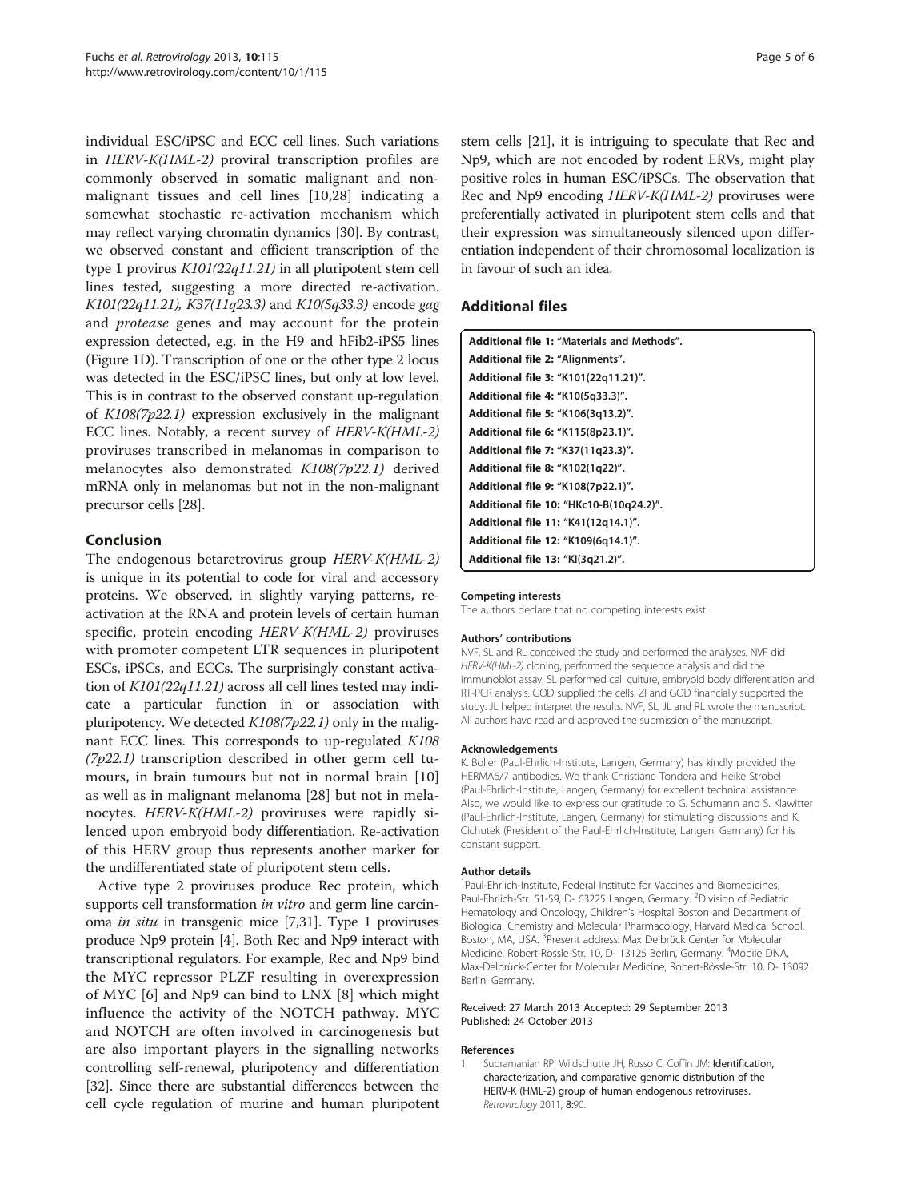individual ESC/iPSC and ECC cell lines. Such variations in *HERV-K(HML-2)* proviral transcription profiles are commonly observed in somatic malignant and non-malignant tissues and cell lines [10,28] indicating a somewhat stochastic re-activation mechanism which may reflect varying chromatin dynamics [30]. By contrast, we observed constant and efficient transcription of the type 1 provirus *K101(22q11.21)* in all pluripotent stem cell lines tested, suggesting a more directed re-activation. *K101(22q11.21), K37(11q23.3)* and *K10(5q33.3)* encode *gag* and *protease* genes and may account for the protein expression detected, e.g. in the H9 and hFib2-iPS5 lines (Figure 1D). Transcription of one or the other type 2 locus was detected in the ESC/iPSC lines, but only at low level. This is in contrast to the observed constant up-regulation of *K108(7p22.1)* expression exclusively in the malignant ECC lines. Notably, a recent survey of *HERV-K(HML-2)* proviruses transcribed in melanomas in comparison to melanocytes also demonstrated *K108(7p22.1)* derived mRNA only in melanomas but not in the non-malignant precursor cells [28].

## Conclusion

The endogenous betaretrovirus group *HERV-K(HML-2)* is unique in its potential to code for viral and accessory proteins. We observed, in slightly varying patterns, re-activation at the RNA and protein levels of certain human specific, protein encoding *HERV-K(HML-2)* proviruses with promoter competent LTR sequences in pluripotent ESCs, iPSCs, and ECCs. The surprisingly constant activation of *K101(22q11.21)* across all cell lines tested may indicate a particular function in or association with pluripotency. We detected *K108(7p22.1)* only in the malignant ECC lines. This corresponds to up-regulated *K108 (7p22.1)* transcription described in other germ cell tumours, in brain tumours but not in normal brain [10] as well as in malignant melanoma [28] but not in melanocytes. *HERV-K(HML-2)* proviruses were rapidly silenced upon embryoid body differentiation. Re-activation of this HERV group thus represents another marker for the undifferentiated state of pluripotent stem cells.

Active type 2 proviruses produce Rec protein, which supports cell transformation *in vitro* and germ line carcinoma *in situ* in transgenic mice [7,31]. Type 1 proviruses produce Np9 protein [4]. Both Rec and Np9 interact with transcriptional regulators. For example, Rec and Np9 bind the MYC repressor PLZF resulting in overexpression of MYC [6] and Np9 can bind to LNX [8] which might influence the activity of the NOTCH pathway. MYC and NOTCH are often involved in carcinogenesis but are also important players in the signalling networks controlling self-renewal, pluripotency and differentiation [32]. Since there are substantial differences between the cell cycle regulation of murine and human pluripotent stem cells [21], it is intriguing to speculate that Rec and Np9, which are not encoded by rodent ERVs, might play positive roles in human ESC/iPSCs. The observation that Rec and Np9 encoding *HERV-K(HML-2)* proviruses were preferentially activated in pluripotent stem cells and that their expression was simultaneously silenced upon differentiation independent of their chromosomal localization is in favour of such an idea.

## Additional files

**Additional file 1: "Materials and Methods".**
**Additional file 2: "Alignments".**
**Additional file 3: "K101(22q11.21)".**
**Additional file 4: "K10(5q33.3)".**
**Additional file 5: "K106(3q13.2)".**
**Additional file 6: "K115(8p23.1)".**
**Additional file 7: "K37(11q23.3)".**
**Additional file 8: "K102(1q22)".**
**Additional file 9: "K108(7p22.1)".**
**Additional file 10: "HKc10-B(10q24.2)".**
**Additional file 11: "K41(12q14.1)".**
**Additional file 12: "K109(6q14.1)".**
**Additional file 13: "KI(3q21.2)".**

#### Competing interests

The authors declare that no competing interests exist.

#### Authors' contributions

NVF, SL and RL conceived the study and performed the analyses. NVF did *HERV-K(HML-2)* cloning, performed the sequence analysis and did the immunoblot assay. SL performed cell culture, embryoid body differentiation and RT-PCR analysis. GQD supplied the cells. ZI and GQD financially supported the study. JL helped interpret the results. NVF, SL, JL and RL wrote the manuscript. All authors have read and approved the submission of the manuscript.

#### Acknowledgements

K. Boller (Paul-Ehrlich-Institute, Langen, Germany) has kindly provided the HERMA6/7 antibodies. We thank Christiane Tondera and Heike Strobel (Paul-Ehrlich-Institute, Langen, Germany) for excellent technical assistance. Also, we would like to express our gratitude to G. Schumann and S. Klawitter (Paul-Ehrlich-Institute, Langen, Germany) for stimulating discussions and K. Cichutek (President of the Paul-Ehrlich-Institute, Langen, Germany) for his constant support.

#### Author details

[1]Paul-Ehrlich-Institute, Federal Institute for Vaccines and Biomedicines, Paul-Ehrlich-Str. 51-59, D- 63225 Langen, Germany. [2]Division of Pediatric Hematology and Oncology, Children's Hospital Boston and Department of Biological Chemistry and Molecular Pharmacology, Harvard Medical School, Boston, MA, USA. [3]Present address: Max Delbrück Center for Molecular Medicine, Robert-Rössle-Str. 10, D- 13125 Berlin, Germany. [4]Mobile DNA, Max-Delbrück-Center for Molecular Medicine, Robert-Rössle-Str. 10, D- 13092 Berlin, Germany.

Received: 27 March 2013 Accepted: 29 September 2013
Published: 24 October 2013

#### References

1. Subramanian RP, Wildschutte JH, Russo C, Coffin JM: **Identification, characterization, and comparative genomic distribution of the HERV-K (HML-2) group of human endogenous retroviruses.** *Retrovirology* 2011, **8:**90.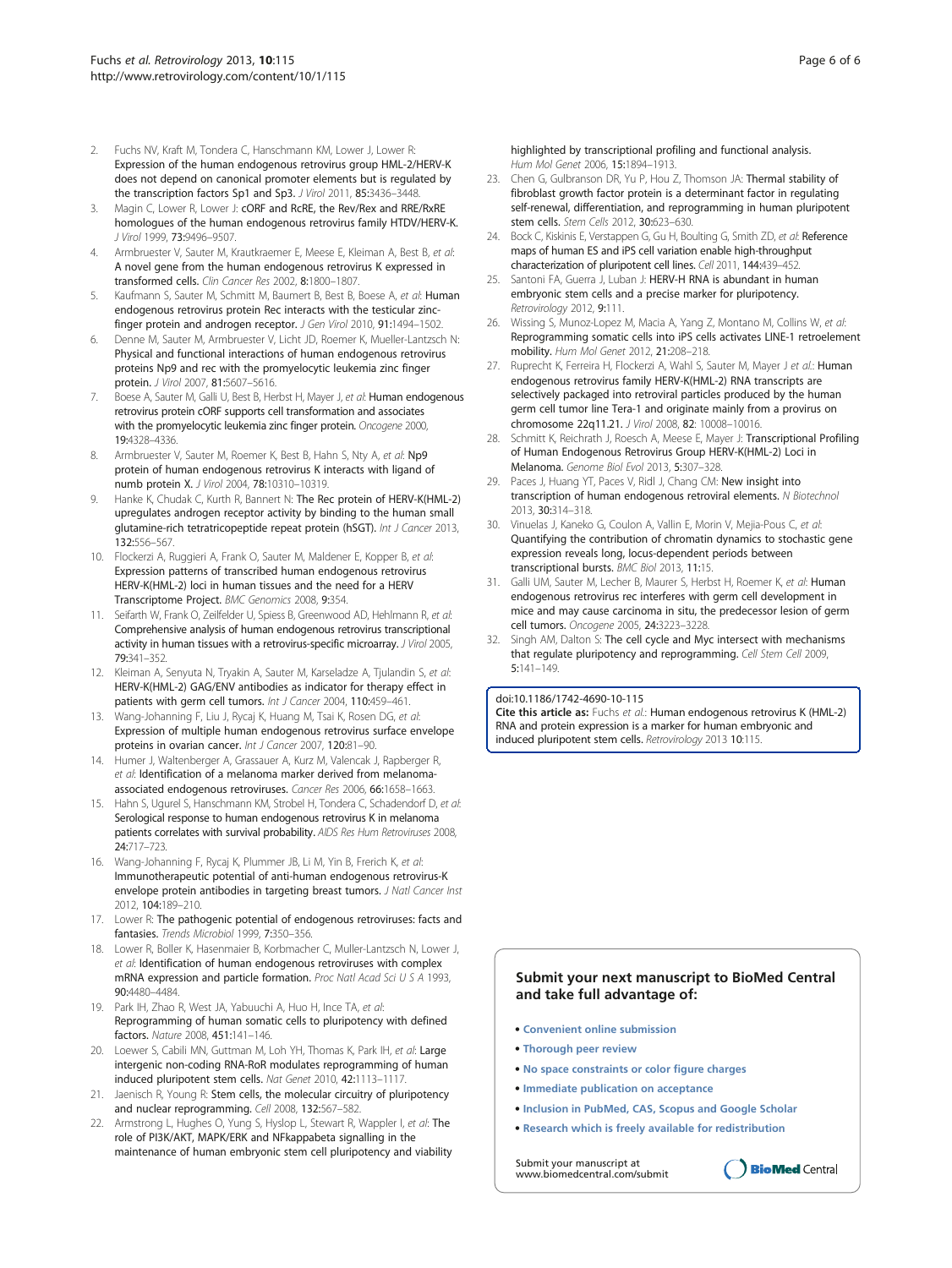2. Fuchs NV, Kraft M, Tondera C, Hanschmann KM, Lower J, Lower R: **Expression of the human endogenous retrovirus group HML-2/HERV-K does not depend on canonical promoter elements but is regulated by the transcription factors Sp1 and Sp3.** *J Virol* 2011, **85:**3436–3448.
3. Magin C, Lower R, Lower J: **cORF and RcRE, the Rev/Rex and RRE/RxRE homologues of the human endogenous retrovirus family HTDV/HERV-K.** *J Virol* 1999, **73:**9496–9507.
4. Armbruester V, Sauter M, Krautkraemer E, Meese E, Kleiman A, Best B, *et al*: **A novel gene from the human endogenous retrovirus K expressed in transformed cells.** *Clin Cancer Res* 2002, **8:**1800–1807.
5. Kaufmann S, Sauter M, Schmitt M, Baumert B, Best B, Boese A, *et al*: **Human endogenous retrovirus protein Rec interacts with the testicular zinc-finger protein and androgen receptor.** *J Gen Virol* 2010, **91:**1494–1502.
6. Denne M, Sauter M, Armbruester V, Licht JD, Roemer K, Mueller-Lantzsch N: **Physical and functional interactions of human endogenous retrovirus proteins Np9 and rec with the promyelocytic leukemia zinc finger protein.** *J Virol* 2007, **81:**5607–5616.
7. Boese A, Sauter M, Galli U, Best B, Herbst H, Mayer J, *et al*: **Human endogenous retrovirus protein cORF supports cell transformation and associates with the promyelocytic leukemia zinc finger protein.** *Oncogene* 2000, **19:**4328–4336.
8. Armbruester V, Sauter M, Roemer K, Best B, Hahn S, Nty A, *et al*: **Np9 protein of human endogenous retrovirus K interacts with ligand of numb protein X.** *J Virol* 2004, **78:**10310–10319.
9. Hanke K, Chudak C, Kurth R, Bannert N: **The Rec protein of HERV-K(HML-2) upregulates androgen receptor activity by binding to the human small glutamine-rich tetratricopeptide repeat protein (hSGT).** *Int J Cancer* 2013, **132:**556–567.
10. Flockerzi A, Ruggieri A, Frank O, Sauter M, Maldener E, Kopper B, *et al*: **Expression patterns of transcribed human endogenous retrovirus HERV-K(HML-2) loci in human tissues and the need for a HERV Transcriptome Project.** *BMC Genomics* 2008, **9:**354.
11. Seifarth W, Frank O, Zeilfelder U, Spiess B, Greenwood AD, Hehlmann R, *et al*: **Comprehensive analysis of human endogenous retrovirus transcriptional activity in human tissues with a retrovirus-specific microarray.** *J Virol* 2005, **79:**341–352.
12. Kleiman A, Senyuta N, Tryakin A, Sauter M, Karseladze A, Tjulandin S, *et al*: **HERV-K(HML-2) GAG/ENV antibodies as indicator for therapy effect in patients with germ cell tumors.** *Int J Cancer* 2004, **110:**459–461.
13. Wang-Johanning F, Liu J, Rycaj K, Huang M, Tsai K, Rosen DG, *et al*: **Expression of multiple human endogenous retrovirus surface envelope proteins in ovarian cancer.** *Int J Cancer* 2007, **120:**81–90.
14. Humer J, Waltenberger A, Grassauer A, Kurz M, Valencak J, Rapberger R, *et al*: **Identification of a melanoma marker derived from melanoma-associated endogenous retroviruses.** *Cancer Res* 2006, **66:**1658–1663.
15. Hahn S, Ugurel S, Hanschmann KM, Strobel H, Tondera C, Schadendorf D, *et al*: **Serological response to human endogenous retrovirus K in melanoma patients correlates with survival probability.** *AIDS Res Hum Retroviruses* 2008, **24:**717–723.
16. Wang-Johanning F, Rycaj K, Plummer JB, Li M, Yin B, Frerich K, *et al*: **Immunotherapeutic potential of anti-human endogenous retrovirus-K envelope protein antibodies in targeting breast tumors.** *J Natl Cancer Inst* 2012, **104:**189–210.
17. Lower R: **The pathogenic potential of endogenous retroviruses: facts and fantasies.** *Trends Microbiol* 1999, **7:**350–356.
18. Lower R, Boller K, Hasenmaier B, Korbmacher C, Muller-Lantzsch N, Lower J, *et al*: **Identification of human endogenous retroviruses with complex mRNA expression and particle formation.** *Proc Natl Acad Sci U S A* 1993, **90:**4480–4484.
19. Park IH, Zhao R, West JA, Yabuuchi A, Huo H, Ince TA, *et al*: **Reprogramming of human somatic cells to pluripotency with defined factors.** *Nature* 2008, **451:**141–146.
20. Loewer S, Cabili MN, Guttman M, Loh YH, Thomas K, Park IH, *et al*: **Large intergenic non-coding RNA-RoR modulates reprogramming of human induced pluripotent stem cells.** *Nat Genet* 2010, **42:**1113–1117.
21. Jaenisch R, Young R: **Stem cells, the molecular circuitry of pluripotency and nuclear reprogramming.** *Cell* 2008, **132:**567–582.
22. Armstrong L, Hughes O, Yung S, Hyslop L, Stewart R, Wappler I, *et al*: **The role of PI3K/AKT, MAPK/ERK and NFkappabeta signalling in the maintenance of human embryonic stem cell pluripotency and viability highlighted by transcriptional profiling and functional analysis.** *Hum Mol Genet* 2006, **15:**1894–1913.
23. Chen G, Gulbranson DR, Yu P, Hou Z, Thomson JA: **Thermal stability of fibroblast growth factor protein is a determinant factor in regulating self-renewal, differentiation, and reprogramming in human pluripotent stem cells.** *Stem Cells* 2012, **30:**623–630.
24. Bock C, Kiskinis E, Verstappen G, Gu H, Boulting G, Smith ZD, *et al*: **Reference maps of human ES and iPS cell variation enable high-throughput characterization of pluripotent cell lines.** *Cell* 2011, **144:**439–452.
25. Santoni FA, Guerra J, Luban J: **HERV-H RNA is abundant in human embryonic stem cells and a precise marker for pluripotency.** *Retrovirology* 2012, **9:**111.
26. Wissing S, Munoz-Lopez M, Macia A, Yang Z, Montano M, Collins W, *et al*: **Reprogramming somatic cells into iPS cells activates LINE-1 retroelement mobility.** *Hum Mol Genet* 2012, **21:**208–218.
27. Ruprecht K, Ferreira H, Flockerzi A, Wahl S, Sauter M, Mayer J *et al*.: **Human endogenous retrovirus family HERV-K(HML-2) RNA transcripts are selectively packaged into retroviral particles produced by the human germ cell tumor line Tera-1 and originate mainly from a provirus on chromosome 22q11.21.** *J Virol* 2008, **82**: 10008–10016.
28. Schmitt K, Reichrath J, Roesch A, Meese E, Mayer J: **Transcriptional Profiling of Human Endogenous Retrovirus Group HERV-K(HML-2) Loci in Melanoma.** *Genome Biol Evol* 2013, **5:**307–328.
29. Paces J, Huang YT, Paces V, Ridl J, Chang CM: **New insight into transcription of human endogenous retroviral elements.** *N Biotechnol* 2013, **30:**314–318.
30. Vinuelas J, Kaneko G, Coulon A, Vallin E, Morin V, Mejia-Pous C, *et al*: **Quantifying the contribution of chromatin dynamics to stochastic gene expression reveals long, locus-dependent periods between transcriptional bursts.** *BMC Biol* 2013, **11:**15.
31. Galli UM, Sauter M, Lecher B, Maurer S, Herbst H, Roemer K, *et al*: **Human endogenous retrovirus rec interferes with germ cell development in mice and may cause carcinoma in situ, the predecessor lesion of germ cell tumors.** *Oncogene* 2005, **24:**3223–3228.
32. Singh AM, Dalton S: **The cell cycle and Myc intersect with mechanisms that regulate pluripotency and reprogramming.** *Cell Stem Cell* 2009, **5:**141–149.

doi:10.1186/1742-4690-10-115

**Cite this article as:** Fuchs *et al*.: Human endogenous retrovirus K (HML-2) RNA and protein expression is a marker for human embryonic and induced pluripotent stem cells. *Retrovirology* 2013 **10**:115.

**Submit your next manuscript to BioMed Central and take full advantage of:**

- **Convenient online submission**
- **Thorough peer review**
- **No space constraints or color figure charges**
- **Immediate publication on acceptance**
- **Inclusion in PubMed, CAS, Scopus and Google Scholar**
- **Research which is freely available for redistribution**

Submit your manuscript at
www.biomedcentral.com/submit

BioMed Central